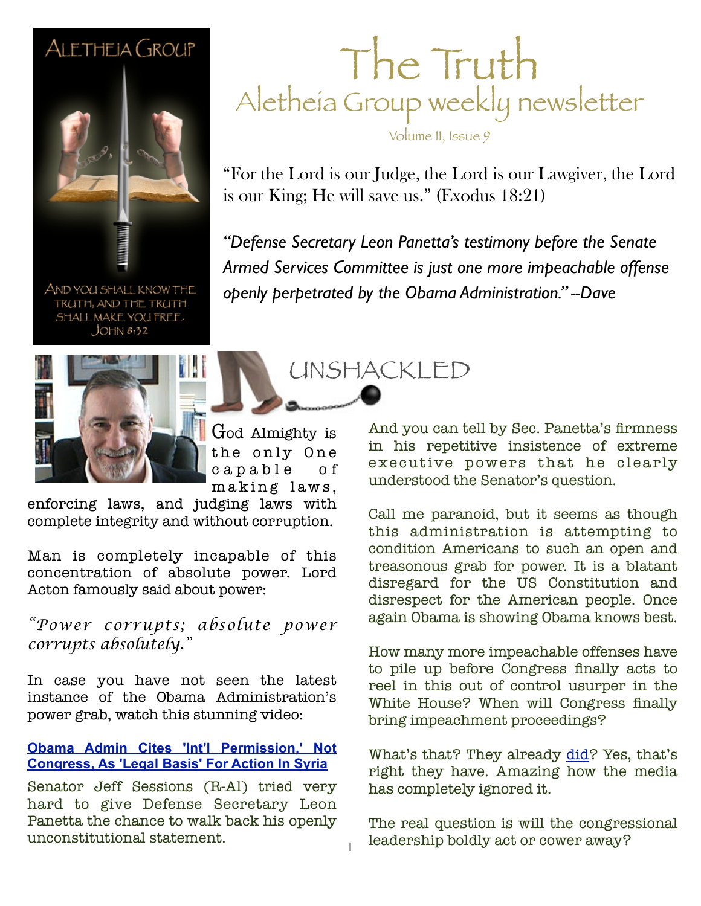ALETHEIA GROUP

AND YOU SHALL KNOW THE TRUTH, AND THE TRUTH SHALL MAKE YOU FREE. JOHN 8:32

# The Truth

## Aletheia Group weekly newsletter

Volume II, Issue 9

"For the Lord is our Judge, the Lord is our Lawgiver, the Lord is our King; He will save us." (Exodus 18:21)

*"Defense Secretary Leon Panetta's testimony before the Senate Armed Services Committee is just one more impeachable offense openly perpetrated by the Obama Administration." –Dave*

## UNSHACKLED

God Almighty is the only One capable of making laws, enforcing laws, and judging laws with complete integrity and without corruption.

Man is completely incapable of this concentration of absolute power. Lord Acton famously said about power:

*"Power corrupts; absolute power corrupts absolutely."*

In case you have not seen the latest instance of the Obama Administration's power grab, watch this stunning video:

**Obama Admin Cites 'Int'l Permission,' Not Congress, As 'Legal Basis' For Action In Syria**

Senator Jeff Sessions (R-Al) tried very hard to give Defense Secretary Leon Panetta the chance to walk back his openly unconstitutional statement.

And you can tell by Sec. Panetta's firmness in his repetitive insistence of extreme executive powers that he clearly understood the Senator's question.

Call me paranoid, but it seems as though this administration is attempting to condition Americans to such an open and treasonous grab for power. It is a blatant disregard for the US Constitution and disrespect for the American people. Once again Obama is showing Obama knows best.

How many more impeachable offenses have to pile up before Congress finally acts to reel in this out of control usurper in the White House? When will Congress finally bring impeachment proceedings?

What's that? They already did? Yes, that's right they have. Amazing how the media has completely ignored it.

The real question is will the congressional leadership boldly act or cower away?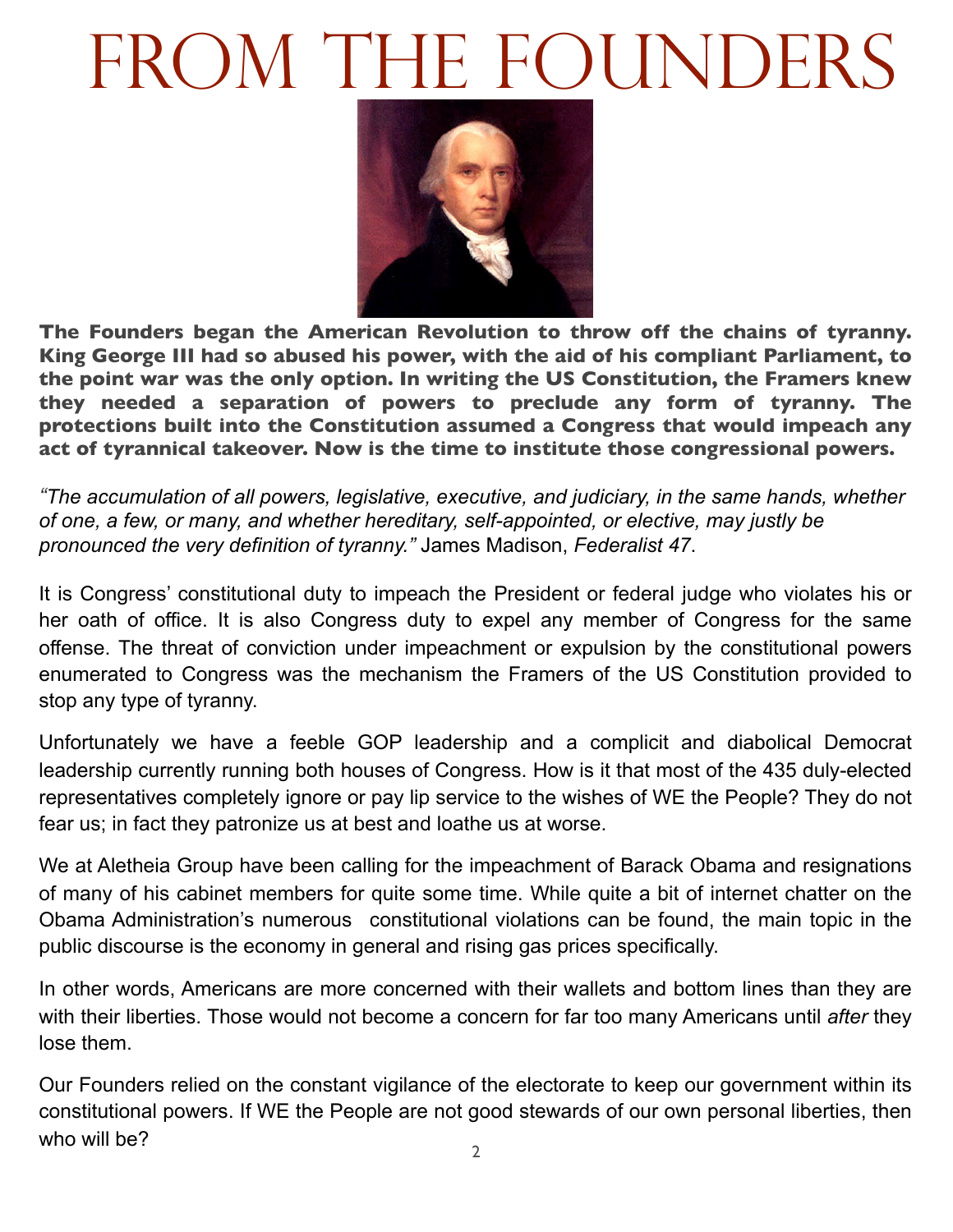# From the Founders

**The Founders began the American Revolution to throw off the chains of tyranny. King George III had so abused his power, with the aid of his compliant Parliament, to the point war was the only option. In writing the US Constitution, the Framers knew they needed a separation of powers to preclude any form of tyranny. The protections built into the Constitution assumed a Congress that would impeach any act of tyrannical takeover. Now is the time to institute those congressional powers.**

*"The accumulation of all powers, legislative, executive, and judiciary, in the same hands, whether of one, a few, or many, and whether hereditary, self-appointed, or elective, may justly be pronounced the very definition of tyranny."* James Madison, *Federalist 47*.

It is Congress' constitutional duty to impeach the President or federal judge who violates his or her oath of office. It is also Congress duty to expel any member of Congress for the same offense. The threat of conviction under impeachment or expulsion by the constitutional powers enumerated to Congress was the mechanism the Framers of the US Constitution provided to stop any type of tyranny.

Unfortunately we have a feeble GOP leadership and a complicit and diabolical Democrat leadership currently running both houses of Congress. How is it that most of the 435 duly-elected representatives completely ignore or pay lip service to the wishes of WE the People? They do not fear us; in fact they patronize us at best and loathe us at worse.

We at Aletheia Group have been calling for the impeachment of Barack Obama and resignations of many of his cabinet members for quite some time. While quite a bit of internet chatter on the Obama Administration's numerous constitutional violations can be found, the main topic in the public discourse is the economy in general and rising gas prices specifically.

In other words, Americans are more concerned with their wallets and bottom lines than they are with their liberties. Those would not become a concern for far too many Americans until *after* they lose them.

Our Founders relied on the constant vigilance of the electorate to keep our government within its constitutional powers. If WE the People are not good stewards of our own personal liberties, then who will be?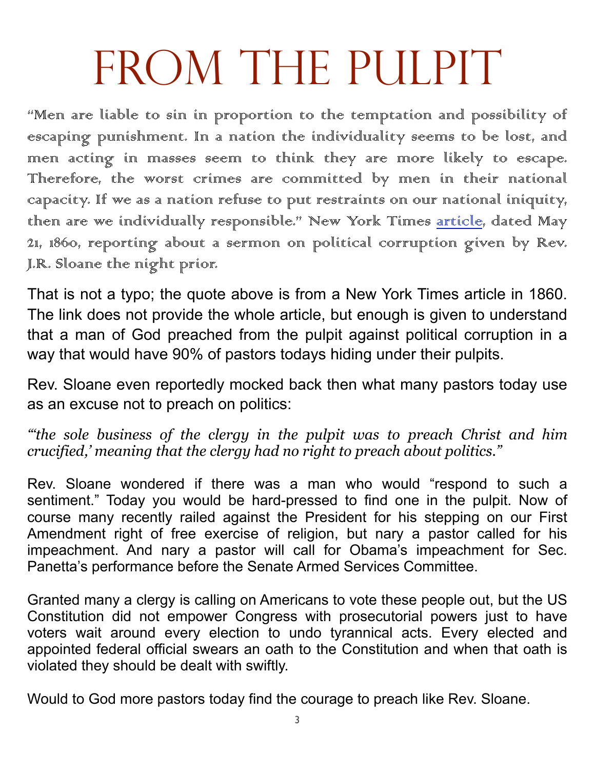# FROM THE PULPIT

"Men are liable to sin in proportion to the temptation and possibility of escaping punishment. In a nation the individuality seems to be lost, and men acting in masses seem to think they are more likely to escape. Therefore, the worst crimes are committed by men in their national capacity. If we as a nation refuse to put restraints on our national iniquity, then are we individually responsible." New York Times article, dated May 21, 1860, reporting about a sermon on political corruption given by Rev. J.R. Sloane the night prior.

That is not a typo; the quote above is from a New York Times article in 1860. The link does not provide the whole article, but enough is given to understand that a man of God preached from the pulpit against political corruption in a way that would have 90% of pastors todays hiding under their pulpits.

Rev. Sloane even reportedly mocked back then what many pastors today use as an excuse not to preach on politics:

*"'the sole business of the clergy in the pulpit was to preach Christ and him crucified,' meaning that the clergy had no right to preach about politics."*

Rev. Sloane wondered if there was a man who would "respond to such a sentiment." Today you would be hard-pressed to find one in the pulpit. Now of course many recently railed against the President for his stepping on our First Amendment right of free exercise of religion, but nary a pastor called for his impeachment. And nary a pastor will call for Obama's impeachment for Sec. Panetta's performance before the Senate Armed Services Committee.

Granted many a clergy is calling on Americans to vote these people out, but the US Constitution did not empower Congress with prosecutorial powers just to have voters wait around every election to undo tyrannical acts. Every elected and appointed federal official swears an oath to the Constitution and when that oath is violated they should be dealt with swiftly.

Would to God more pastors today find the courage to preach like Rev. Sloane.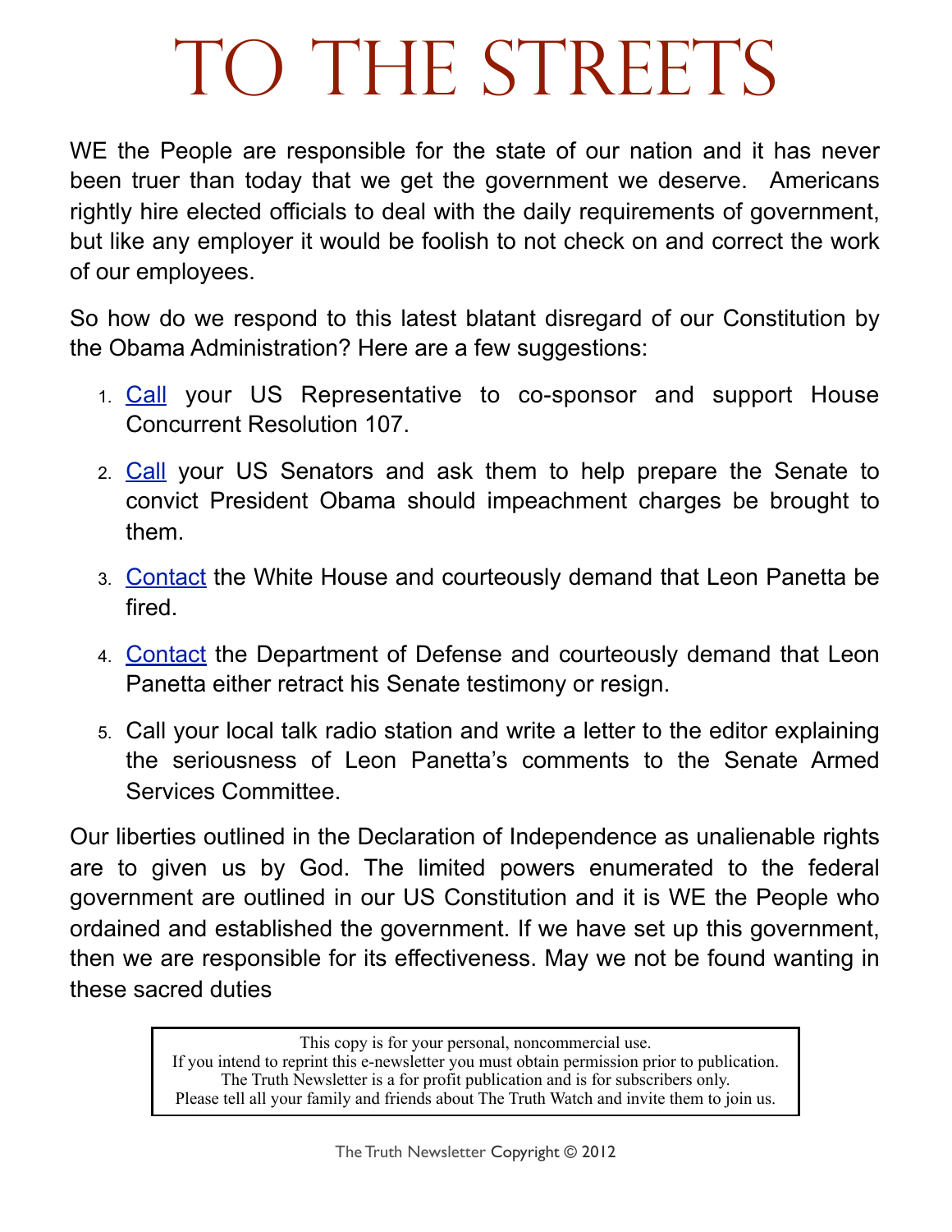# To the Streets

WE the People are responsible for the state of our nation and it has never been truer than today that we get the government we deserve. Americans rightly hire elected officials to deal with the daily requirements of government, but like any employer it would be foolish to not check on and correct the work of our employees.

So how do we respond to this latest blatant disregard of our Constitution by the Obama Administration? Here are a few suggestions:

1. Call your US Representative to co-sponsor and support House Concurrent Resolution 107.
2. Call your US Senators and ask them to help prepare the Senate to convict President Obama should impeachment charges be brought to them.
3. Contact the White House and courteously demand that Leon Panetta be fired.
4. Contact the Department of Defense and courteously demand that Leon Panetta either retract his Senate testimony or resign.
5. Call your local talk radio station and write a letter to the editor explaining the seriousness of Leon Panetta's comments to the Senate Armed Services Committee.

Our liberties outlined in the Declaration of Independence as unalienable rights are to given us by God. The limited powers enumerated to the federal government are outlined in our US Constitution and it is WE the People who ordained and established the government. If we have set up this government, then we are responsible for its effectiveness. May we not be found wanting in these sacred duties

This copy is for your personal, noncommercial use.
If you intend to reprint this e-newsletter you must obtain permission prior to publication.
The Truth Newsletter is a for profit publication and is for subscribers only.
Please tell all your family and friends about The Truth Watch and invite them to join us.

The Truth Newsletter Copyright © 2012